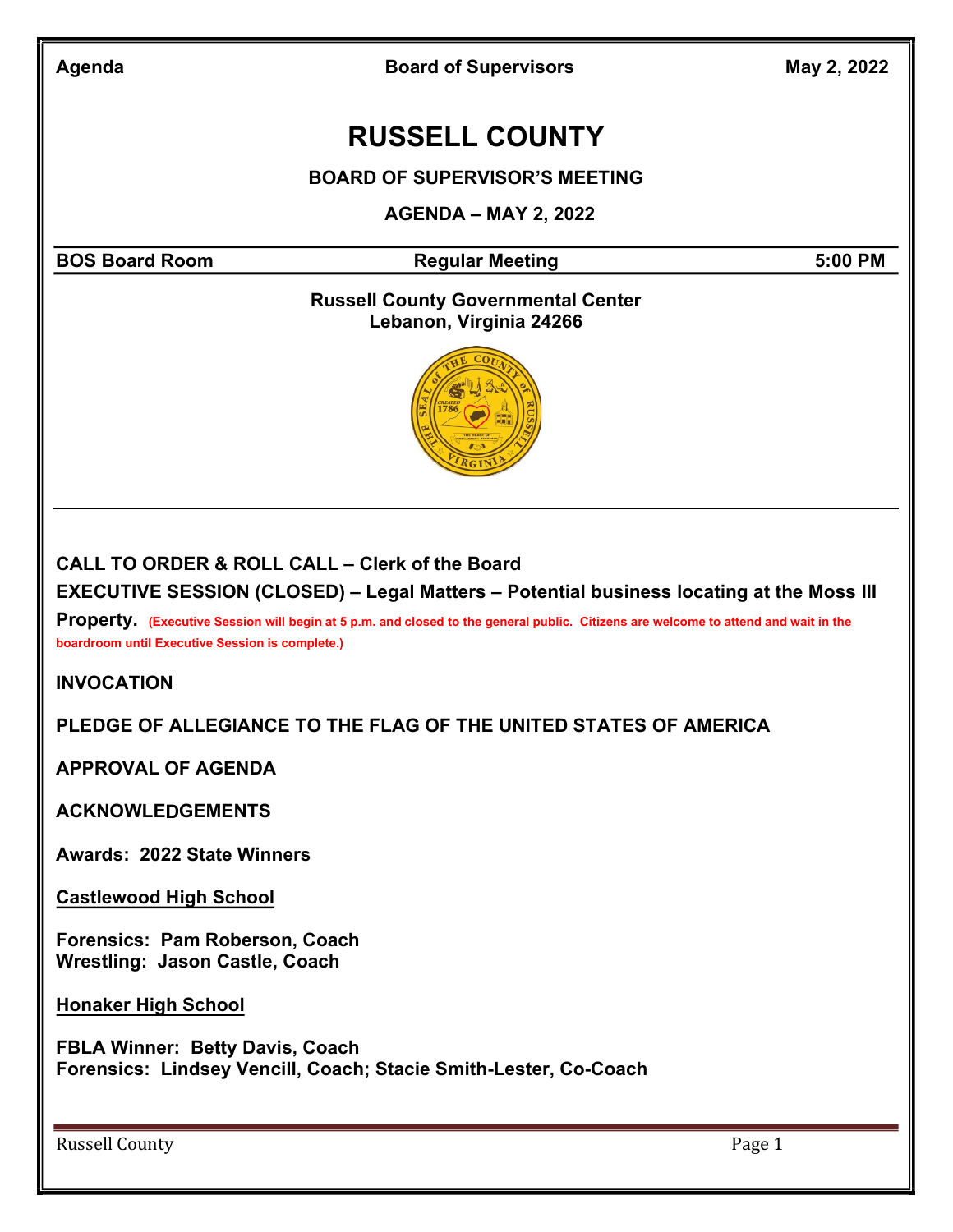**Agenda** **Board of Supervisors** **May 2, 2022**

# RUSSELL COUNTY

## BOARD OF SUPERVISOR'S MEETING

## AGENDA – MAY 2, 2022

**BOS Board Room** | **Regular Meeting** | **5:00 PM**

**Russell County Governmental Center**
**Lebanon, Virginia 24266**

**CALL TO ORDER & ROLL CALL – Clerk of the Board**

**EXECUTIVE SESSION (CLOSED) – Legal Matters – Potential business locating at the Moss III Property.** **(Executive Session will begin at 5 p.m. and closed to the general public. Citizens are welcome to attend and wait in the boardroom until Executive Session is complete.)**

**INVOCATION**

**PLEDGE OF ALLEGIANCE TO THE FLAG OF THE UNITED STATES OF AMERICA**

**APPROVAL OF AGENDA**

**ACKNOWLEDGEMENTS**

**Awards: 2022 State Winners**

**Castlewood High School**

**Forensics: Pam Roberson, Coach**
**Wrestling: Jason Castle, Coach**

**Honaker High School**

**FBLA Winner: Betty Davis, Coach**
**Forensics: Lindsey Vencill, Coach; Stacie Smith-Lester, Co-Coach**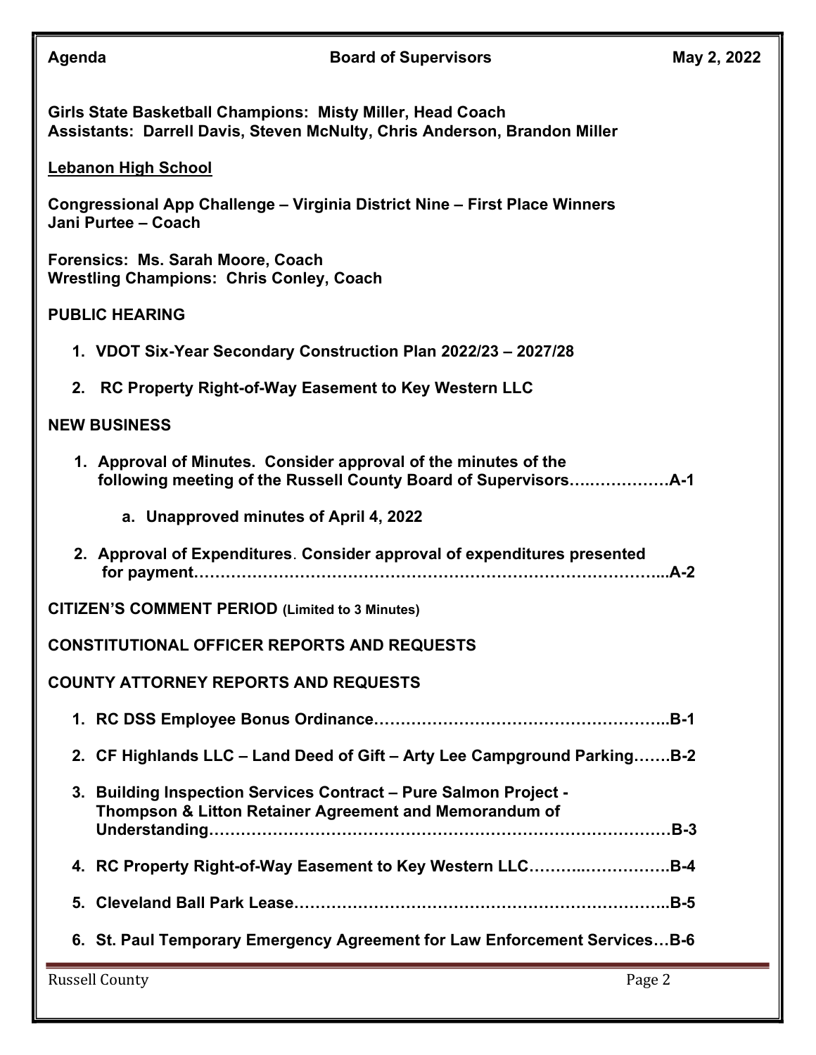**Agenda** **Board of Supervisors** **May 2, 2022**

**Girls State Basketball Champions: Misty Miller, Head Coach**
**Assistants: Darrell Davis, Steven McNulty, Chris Anderson, Brandon Miller**

**Lebanon High School**

**Congressional App Challenge – Virginia District Nine – First Place Winners**
**Jani Purtee – Coach**

**Forensics: Ms. Sarah Moore, Coach**
**Wrestling Champions: Chris Conley, Coach**

## PUBLIC HEARING

1. **VDOT Six-Year Secondary Construction Plan 2022/23 – 2027/28**

2. **RC Property Right-of-Way Easement to Key Western LLC**

## NEW BUSINESS

1. **Approval of Minutes. Consider approval of the minutes of the following meeting of the Russell County Board of Supervisors……………….A-1**

   a. **Unapproved minutes of April 4, 2022**

2. **Approval of Expenditures. Consider approval of expenditures presented for payment…………………………………………………………………………...A-2**

## CITIZEN'S COMMENT PERIOD (Limited to 3 Minutes)

## CONSTITUTIONAL OFFICER REPORTS AND REQUESTS

## COUNTY ATTORNEY REPORTS AND REQUESTS

1. **RC DSS Employee Bonus Ordinance………………………………………………..B-1**

2. **CF Highlands LLC – Land Deed of Gift – Arty Lee Campground Parking…….B-2**

3. **Building Inspection Services Contract – Pure Salmon Project - Thompson & Litton Retainer Agreement and Memorandum of Understanding…………………………………………………………………………B-3**

4. **RC Property Right-of-Way Easement to Key Western LLC………………………B-4**

5. **Cleveland Ball Park Lease………………………………………………………………..B-5**

6. **St. Paul Temporary Emergency Agreement for Law Enforcement Services…B-6**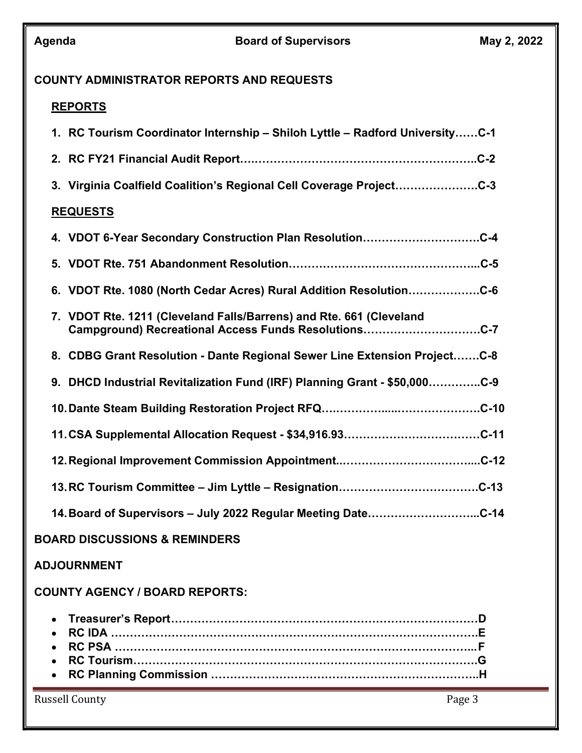## COUNTY ADMINISTRATOR REPORTS AND REQUESTS

### REPORTS

1. **RC Tourism Coordinator Internship – Shiloh Lyttle – Radford University……C-1**
2. **RC FY21 Financial Audit Report….……………………………………………..C-2**
3. **Virginia Coalfield Coalition's Regional Cell Coverage Project………………….C-3**

### REQUESTS

4. **VDOT 6-Year Secondary Construction Plan Resolution………………………….C-4**
5. **VDOT Rte. 751 Abandonment Resolution…………………………………………...C-5**
6. **VDOT Rte. 1080 (North Cedar Acres) Rural Addition Resolution……………….C-6**
7. **VDOT Rte. 1211 (Cleveland Falls/Barrens) and Rte. 661 (Cleveland Campground) Recreational Access Funds Resolutions………………………….C-7**
8. **CDBG Grant Resolution - Dante Regional Sewer Line Extension Project…….C-8**
9. **DHCD Industrial Revitalization Fund (IRF) Planning Grant - $50,000…………..C-9**
10. **Dante Steam Building Restoration Project RFQ….…………...…………………….C-10**
11. **CSA Supplemental Allocation Request - $34,916.93………………………………C-11**
12. **Regional Improvement Commission Appointment..……………………………....C-12**
13. **RC Tourism Committee – Jim Lyttle – Resignation………………………………C-13**
14. **Board of Supervisors – July 2022 Regular Meeting Date………………………..C-14**

## BOARD DISCUSSIONS & REMINDERS

## ADJOURNMENT

## COUNTY AGENCY / BOARD REPORTS:

- **Treasurer's Report……………………………………………………………………D**
- **RC IDA ………………………………………………………………………………E**
- **RC PSA ………………………………………………………………………………F**
- **RC Tourism……………………………………………………………………………G**
- **RC Planning Commission ……………………………………………………………..H**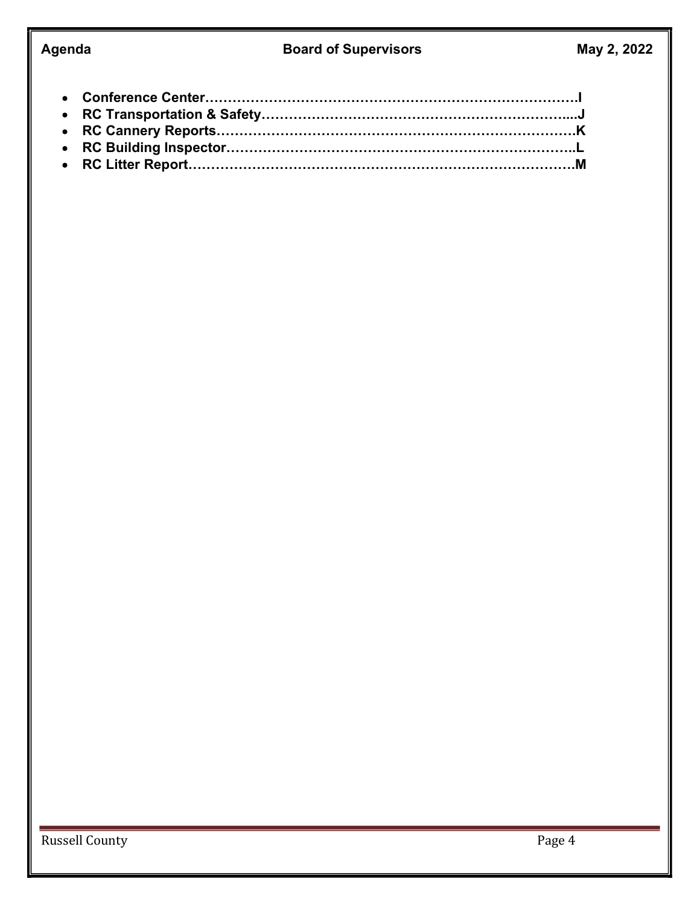- **Conference Center……………………………………………………………………….I**
- **RC Transportation & Safety………………………………………………………...J**
- **RC Cannery Reports……………………………………………………………………K**
- **RC Building Inspector………………………………………………………………..L**
- **RC Litter Report…………………………………………………………………………M**